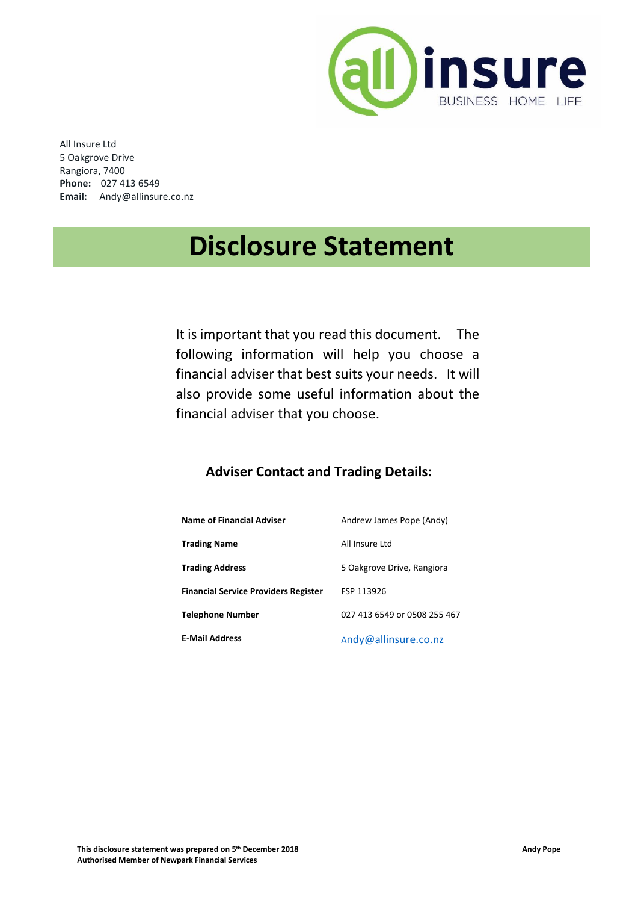All Insure Ltd
5 Oakgrove Drive
Rangiora, 7400
**Phone:** 027 413 6549
**Email:** Andy@allinsure.co.nz

# Disclosure Statement

It is important that you read this document. The following information will help you choose a financial adviser that best suits your needs. It will also provide some useful information about the financial adviser that you choose.

## Adviser Contact and Trading Details:

| | |
|---|---|
| **Name of Financial Adviser** | Andrew James Pope (Andy) |
| **Trading Name** | All Insure Ltd |
| **Trading Address** | 5 Oakgrove Drive, Rangiora |
| **Financial Service Providers Register** | FSP 113926 |
| **Telephone Number** | 027 413 6549 or 0508 255 467 |
| **E-Mail Address** | Andy@allinsure.co.nz |

**This disclosure statement was prepared on 5th December 2018**
**Authorised Member of Newpark Financial Services**

**Andy Pope**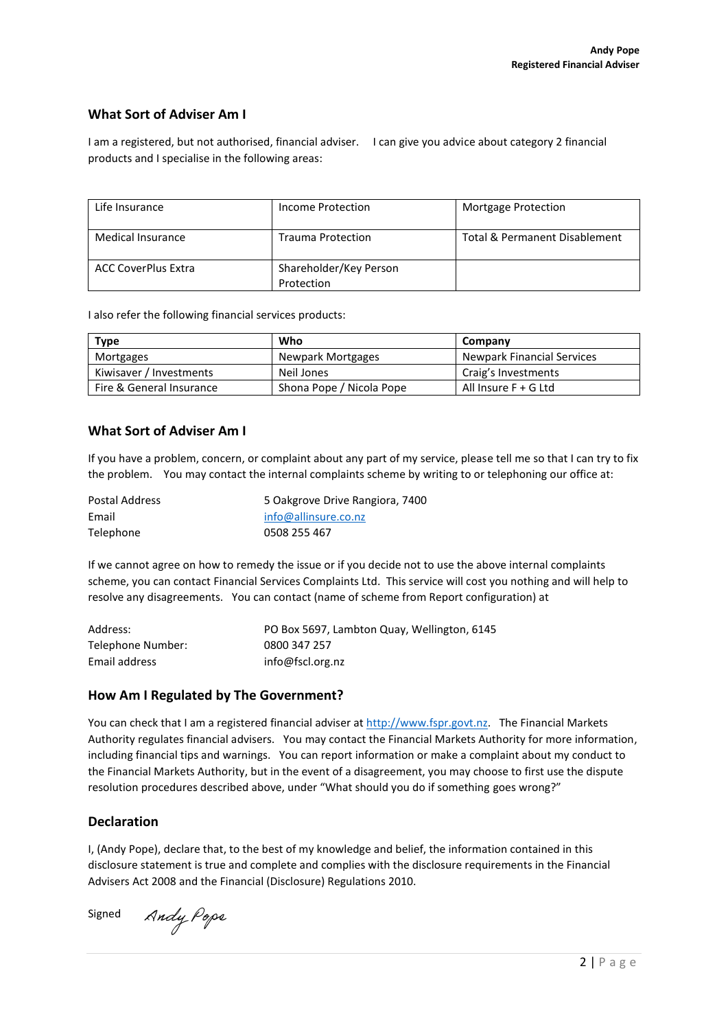## What Sort of Adviser Am I

I am a registered, but not authorised, financial adviser. I can give you advice about category 2 financial products and I specialise in the following areas:

| | | |
|---|---|---|
| Life Insurance | Income Protection | Mortgage Protection |
| Medical Insurance | Trauma Protection | Total & Permanent Disablement |
| ACC CoverPlus Extra | Shareholder/Key Person Protection | |

I also refer the following financial services products:

| Type | Who | Company |
|---|---|---|
| Mortgages | Newpark Mortgages | Newpark Financial Services |
| Kiwisaver / Investments | Neil Jones | Craig's Investments |
| Fire & General Insurance | Shona Pope / Nicola Pope | All Insure F + G Ltd |

## What Sort of Adviser Am I

If you have a problem, concern, or complaint about any part of my service, please tell me so that I can try to fix the problem. You may contact the internal complaints scheme by writing to or telephoning our office at:

| | |
|---|---|
| Postal Address | 5 Oakgrove Drive Rangiora, 7400 |
| Email | info@allinsure.co.nz |
| Telephone | 0508 255 467 |

If we cannot agree on how to remedy the issue or if you decide not to use the above internal complaints scheme, you can contact Financial Services Complaints Ltd. This service will cost you nothing and will help to resolve any disagreements. You can contact (name of scheme from Report configuration) at

| | |
|---|---|
| Address: | PO Box 5697, Lambton Quay, Wellington, 6145 |
| Telephone Number: | 0800 347 257 |
| Email address | info@fscl.org.nz |

## How Am I Regulated by The Government?

You can check that I am a registered financial adviser at http://www.fspr.govt.nz. The Financial Markets Authority regulates financial advisers. You may contact the Financial Markets Authority for more information, including financial tips and warnings. You can report information or make a complaint about my conduct to the Financial Markets Authority, but in the event of a disagreement, you may choose to first use the dispute resolution procedures described above, under "What should you do if something goes wrong?"

## Declaration

I, (Andy Pope), declare that, to the best of my knowledge and belief, the information contained in this disclosure statement is true and complete and complies with the disclosure requirements in the Financial Advisers Act 2008 and the Financial (Disclosure) Regulations 2010.

Signed *Andy Pope*